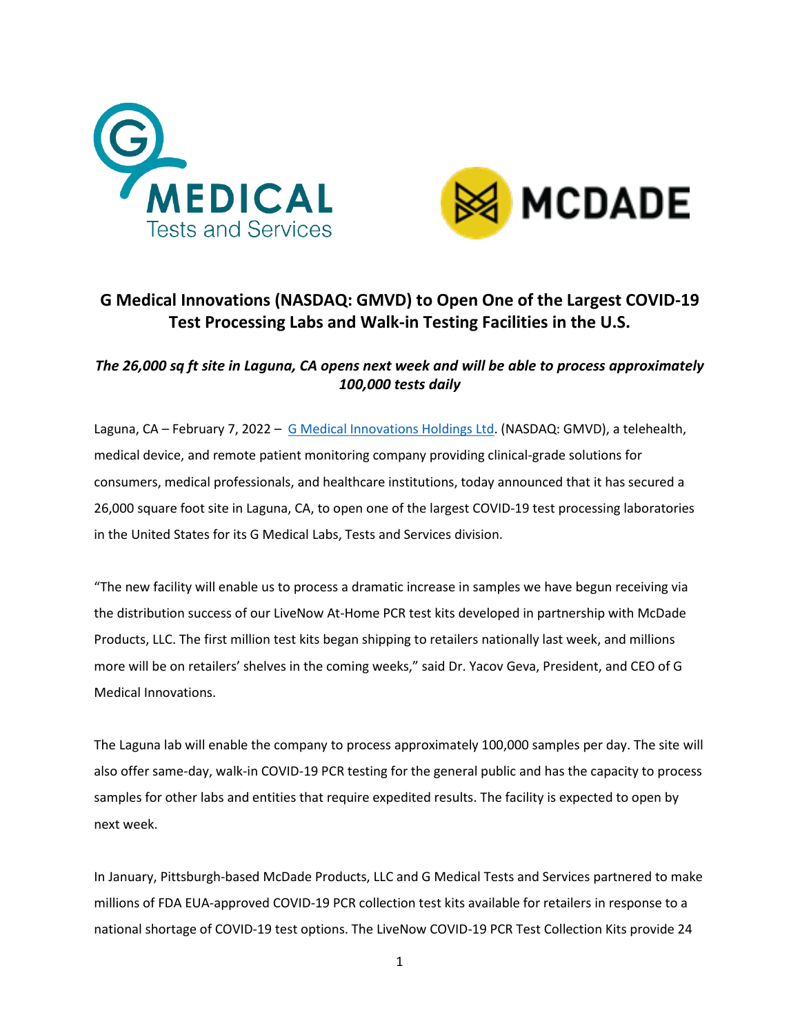# G Medical Innovations (NASDAQ: GMVD) to Open One of the Largest COVID-19 Test Processing Labs and Walk-in Testing Facilities in the U.S.

***The 26,000 sq ft site in Laguna, CA opens next week and will be able to process approximately 100,000 tests daily***

Laguna, CA – February 7, 2022 – G Medical Innovations Holdings Ltd. (NASDAQ: GMVD), a telehealth, medical device, and remote patient monitoring company providing clinical-grade solutions for consumers, medical professionals, and healthcare institutions, today announced that it has secured a 26,000 square foot site in Laguna, CA, to open one of the largest COVID-19 test processing laboratories in the United States for its G Medical Labs, Tests and Services division.

"The new facility will enable us to process a dramatic increase in samples we have begun receiving via the distribution success of our LiveNow At-Home PCR test kits developed in partnership with McDade Products, LLC. The first million test kits began shipping to retailers nationally last week, and millions more will be on retailers' shelves in the coming weeks," said Dr. Yacov Geva, President, and CEO of G Medical Innovations.

The Laguna lab will enable the company to process approximately 100,000 samples per day. The site will also offer same-day, walk-in COVID-19 PCR testing for the general public and has the capacity to process samples for other labs and entities that require expedited results. The facility is expected to open by next week.

In January, Pittsburgh-based McDade Products, LLC and G Medical Tests and Services partnered to make millions of FDA EUA-approved COVID-19 PCR collection test kits available for retailers in response to a national shortage of COVID-19 test options. The LiveNow COVID-19 PCR Test Collection Kits provide 24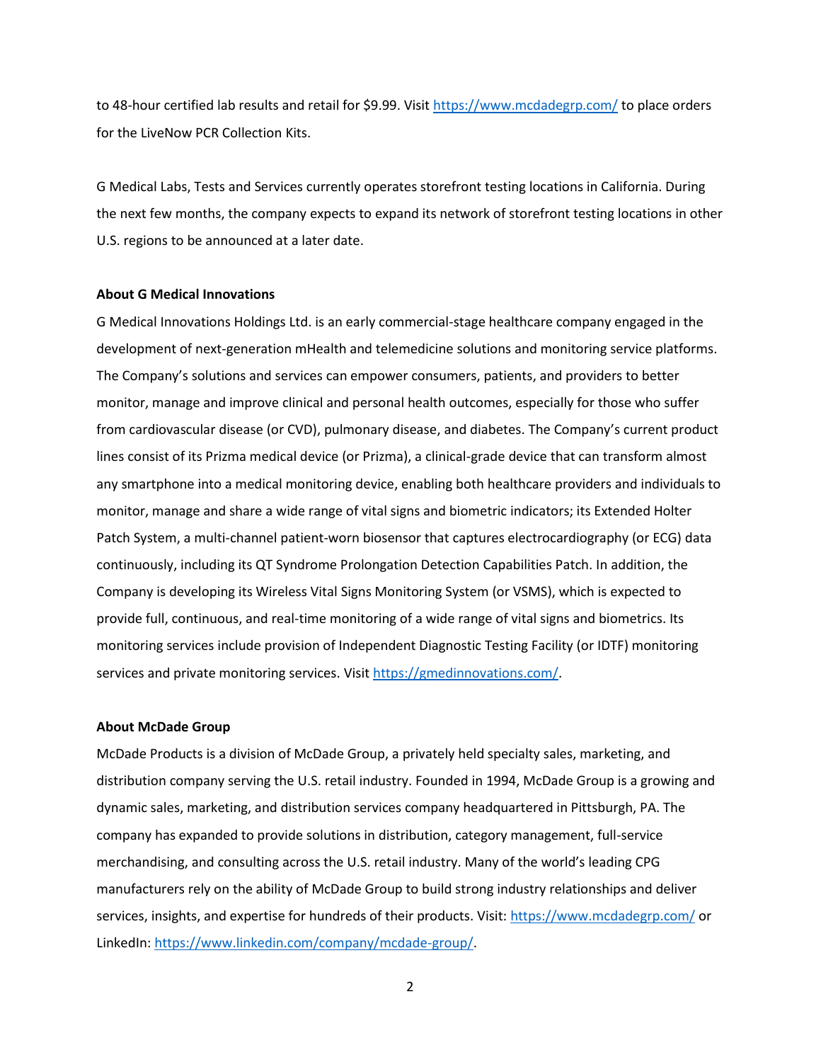to 48-hour certified lab results and retail for $9.99. Visit https://www.mcdadegrp.com/ to place orders for the LiveNow PCR Collection Kits.

G Medical Labs, Tests and Services currently operates storefront testing locations in California. During the next few months, the company expects to expand its network of storefront testing locations in other U.S. regions to be announced at a later date.

**About G Medical Innovations**

G Medical Innovations Holdings Ltd. is an early commercial-stage healthcare company engaged in the development of next-generation mHealth and telemedicine solutions and monitoring service platforms. The Company's solutions and services can empower consumers, patients, and providers to better monitor, manage and improve clinical and personal health outcomes, especially for those who suffer from cardiovascular disease (or CVD), pulmonary disease, and diabetes. The Company's current product lines consist of its Prizma medical device (or Prizma), a clinical-grade device that can transform almost any smartphone into a medical monitoring device, enabling both healthcare providers and individuals to monitor, manage and share a wide range of vital signs and biometric indicators; its Extended Holter Patch System, a multi-channel patient-worn biosensor that captures electrocardiography (or ECG) data continuously, including its QT Syndrome Prolongation Detection Capabilities Patch. In addition, the Company is developing its Wireless Vital Signs Monitoring System (or VSMS), which is expected to provide full, continuous, and real-time monitoring of a wide range of vital signs and biometrics. Its monitoring services include provision of Independent Diagnostic Testing Facility (or IDTF) monitoring services and private monitoring services. Visit https://gmedinnovations.com/.

**About McDade Group**

McDade Products is a division of McDade Group, a privately held specialty sales, marketing, and distribution company serving the U.S. retail industry. Founded in 1994, McDade Group is a growing and dynamic sales, marketing, and distribution services company headquartered in Pittsburgh, PA. The company has expanded to provide solutions in distribution, category management, full-service merchandising, and consulting across the U.S. retail industry. Many of the world's leading CPG manufacturers rely on the ability of McDade Group to build strong industry relationships and deliver services, insights, and expertise for hundreds of their products. Visit: https://www.mcdadegrp.com/ or LinkedIn: https://www.linkedin.com/company/mcdade-group/.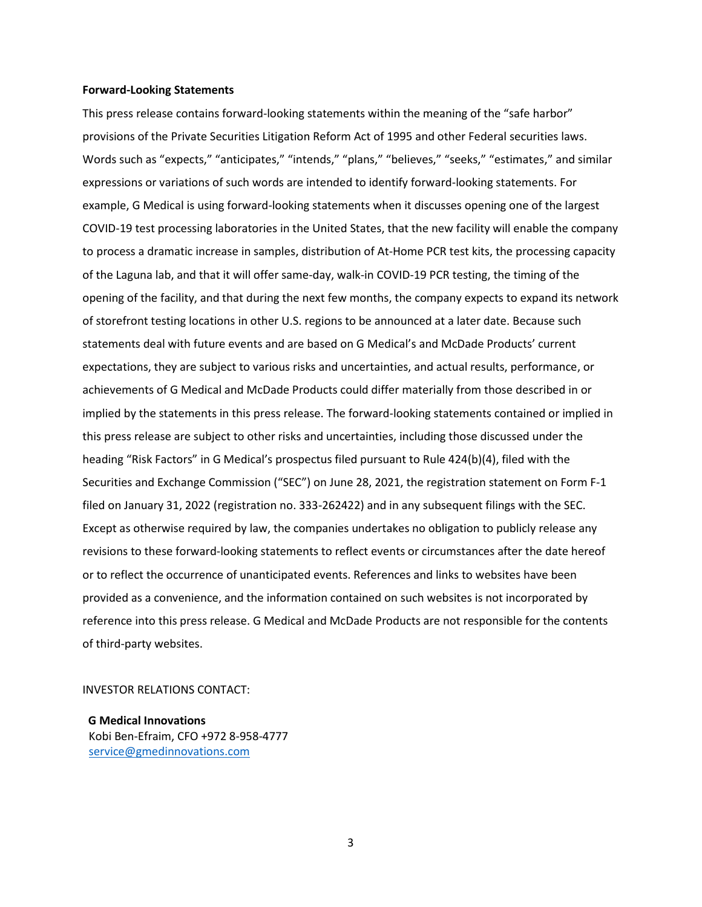**Forward-Looking Statements**

This press release contains forward-looking statements within the meaning of the "safe harbor" provisions of the Private Securities Litigation Reform Act of 1995 and other Federal securities laws. Words such as "expects," "anticipates," "intends," "plans," "believes," "seeks," "estimates," and similar expressions or variations of such words are intended to identify forward-looking statements. For example, G Medical is using forward-looking statements when it discusses opening one of the largest COVID-19 test processing laboratories in the United States, that the new facility will enable the company to process a dramatic increase in samples, distribution of At-Home PCR test kits, the processing capacity of the Laguna lab, and that it will offer same-day, walk-in COVID-19 PCR testing, the timing of the opening of the facility, and that during the next few months, the company expects to expand its network of storefront testing locations in other U.S. regions to be announced at a later date. Because such statements deal with future events and are based on G Medical's and McDade Products' current expectations, they are subject to various risks and uncertainties, and actual results, performance, or achievements of G Medical and McDade Products could differ materially from those described in or implied by the statements in this press release. The forward-looking statements contained or implied in this press release are subject to other risks and uncertainties, including those discussed under the heading "Risk Factors" in G Medical's prospectus filed pursuant to Rule 424(b)(4), filed with the Securities and Exchange Commission ("SEC") on June 28, 2021, the registration statement on Form F-1 filed on January 31, 2022 (registration no. 333-262422) and in any subsequent filings with the SEC. Except as otherwise required by law, the companies undertakes no obligation to publicly release any revisions to these forward-looking statements to reflect events or circumstances after the date hereof or to reflect the occurrence of unanticipated events. References and links to websites have been provided as a convenience, and the information contained on such websites is not incorporated by reference into this press release. G Medical and McDade Products are not responsible for the contents of third-party websites.

INVESTOR RELATIONS CONTACT:

**G Medical Innovations**
Kobi Ben-Efraim, CFO +972 8-958-4777
service@gmedinnovations.com